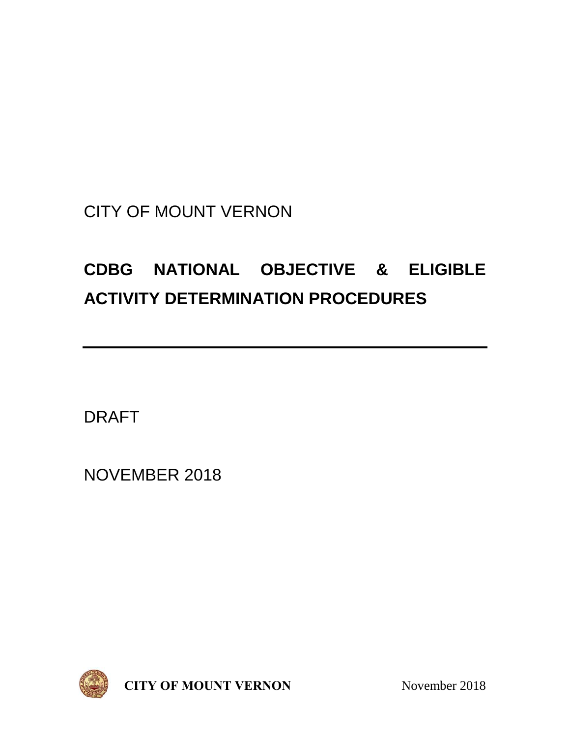CITY OF MOUNT VERNON

# CDBG NATIONAL OBJECTIVE & ELIGIBLE ACTIVITY DETERMINATION PROCEDURES

---

DRAFT

NOVEMBER 2018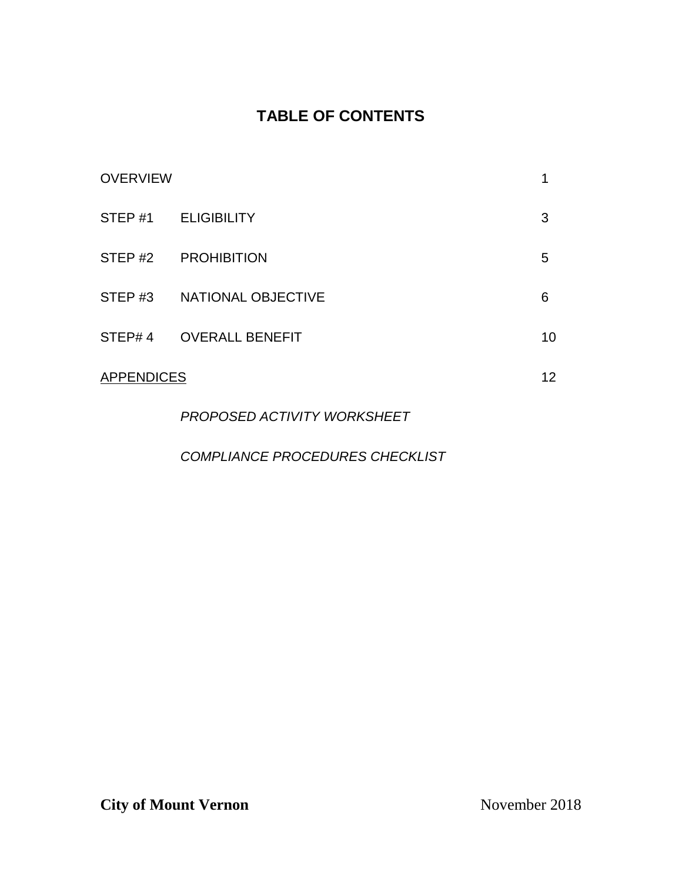# TABLE OF CONTENTS

| | | |
|---|---|---|
| OVERVIEW | | 1 |
| STEP #1 | ELIGIBILITY | 3 |
| STEP #2 | PROHIBITION | 5 |
| STEP #3 | NATIONAL OBJECTIVE | 6 |
| STEP# 4 | OVERALL BENEFIT | 10 |
| APPENDICES | | 12 |
| | *PROPOSED ACTIVITY WORKSHEET* | |
| | *COMPLIANCE PROCEDURES CHECKLIST* | |

**City of Mount Vernon** November 2018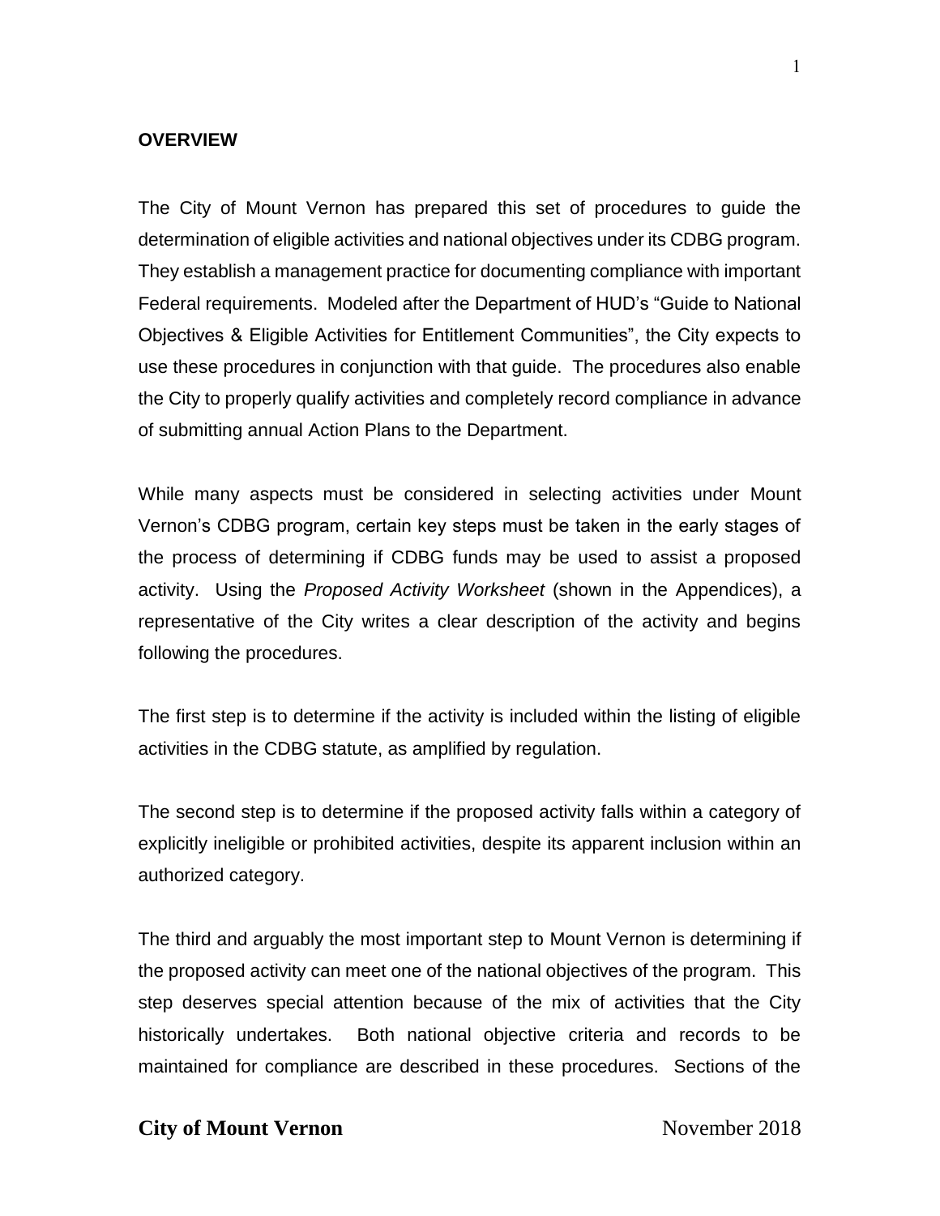**OVERVIEW**

The City of Mount Vernon has prepared this set of procedures to guide the determination of eligible activities and national objectives under its CDBG program. They establish a management practice for documenting compliance with important Federal requirements. Modeled after the Department of HUD's "Guide to National Objectives & Eligible Activities for Entitlement Communities", the City expects to use these procedures in conjunction with that guide. The procedures also enable the City to properly qualify activities and completely record compliance in advance of submitting annual Action Plans to the Department.

While many aspects must be considered in selecting activities under Mount Vernon's CDBG program, certain key steps must be taken in the early stages of the process of determining if CDBG funds may be used to assist a proposed activity. Using the *Proposed Activity Worksheet* (shown in the Appendices), a representative of the City writes a clear description of the activity and begins following the procedures.

The first step is to determine if the activity is included within the listing of eligible activities in the CDBG statute, as amplified by regulation.

The second step is to determine if the proposed activity falls within a category of explicitly ineligible or prohibited activities, despite its apparent inclusion within an authorized category.

The third and arguably the most important step to Mount Vernon is determining if the proposed activity can meet one of the national objectives of the program. This step deserves special attention because of the mix of activities that the City historically undertakes. Both national objective criteria and records to be maintained for compliance are described in these procedures. Sections of the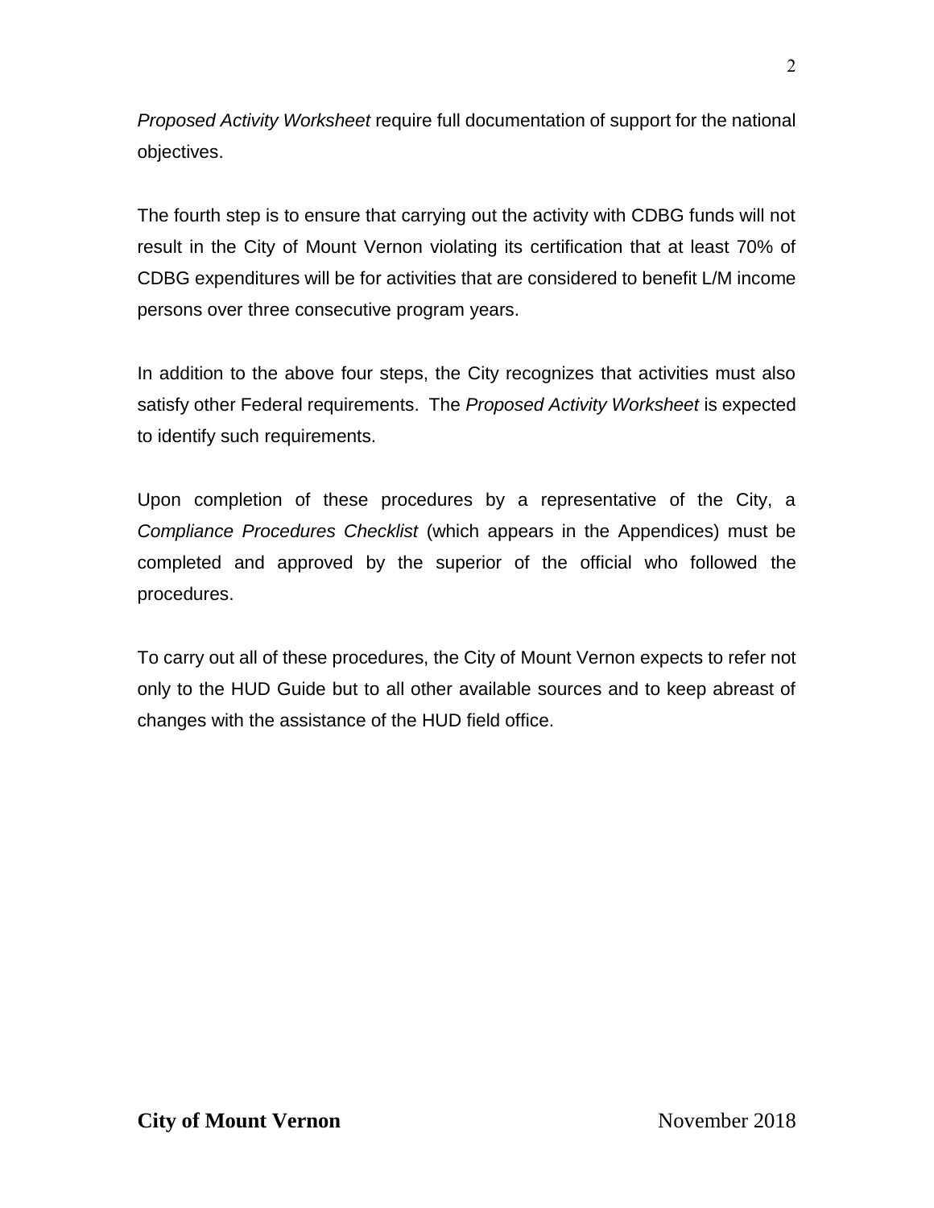*Proposed Activity Worksheet* require full documentation of support for the national objectives.

The fourth step is to ensure that carrying out the activity with CDBG funds will not result in the City of Mount Vernon violating its certification that at least 70% of CDBG expenditures will be for activities that are considered to benefit L/M income persons over three consecutive program years.

In addition to the above four steps, the City recognizes that activities must also satisfy other Federal requirements. The *Proposed Activity Worksheet* is expected to identify such requirements.

Upon completion of these procedures by a representative of the City, a *Compliance Procedures Checklist* (which appears in the Appendices) must be completed and approved by the superior of the official who followed the procedures.

To carry out all of these procedures, the City of Mount Vernon expects to refer not only to the HUD Guide but to all other available sources and to keep abreast of changes with the assistance of the HUD field office.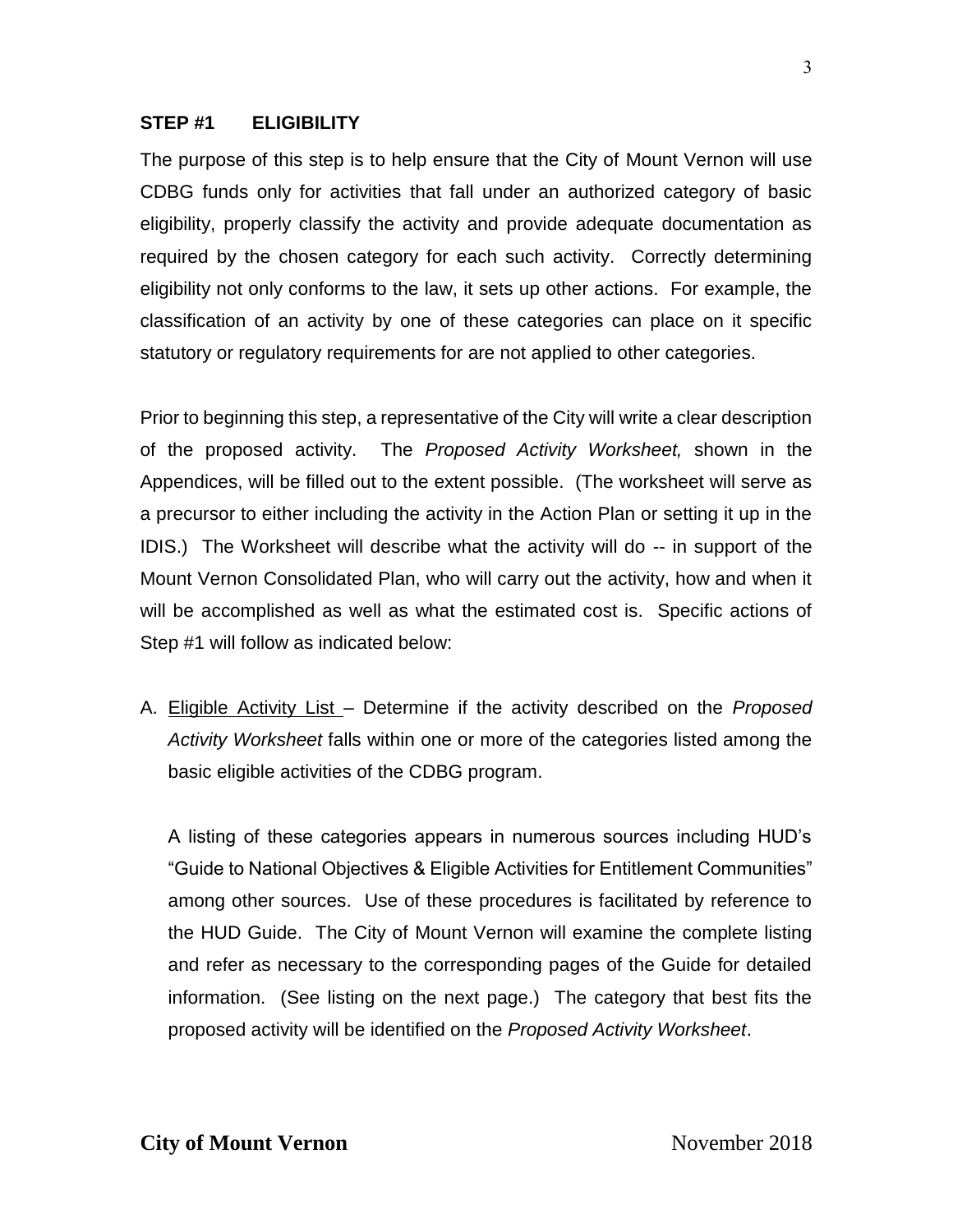## STEP #1 ELIGIBILITY

The purpose of this step is to help ensure that the City of Mount Vernon will use CDBG funds only for activities that fall under an authorized category of basic eligibility, properly classify the activity and provide adequate documentation as required by the chosen category for each such activity. Correctly determining eligibility not only conforms to the law, it sets up other actions. For example, the classification of an activity by one of these categories can place on it specific statutory or regulatory requirements for are not applied to other categories.

Prior to beginning this step, a representative of the City will write a clear description of the proposed activity. The *Proposed Activity Worksheet,* shown in the Appendices, will be filled out to the extent possible. (The worksheet will serve as a precursor to either including the activity in the Action Plan or setting it up in the IDIS.) The Worksheet will describe what the activity will do -- in support of the Mount Vernon Consolidated Plan, who will carry out the activity, how and when it will be accomplished as well as what the estimated cost is. Specific actions of Step #1 will follow as indicated below:

A. <u>Eligible Activity List</u> – Determine if the activity described on the *Proposed Activity Worksheet* falls within one or more of the categories listed among the basic eligible activities of the CDBG program.

   A listing of these categories appears in numerous sources including HUD's "Guide to National Objectives & Eligible Activities for Entitlement Communities" among other sources. Use of these procedures is facilitated by reference to the HUD Guide. The City of Mount Vernon will examine the complete listing and refer as necessary to the corresponding pages of the Guide for detailed information. (See listing on the next page.) The category that best fits the proposed activity will be identified on the *Proposed Activity Worksheet*.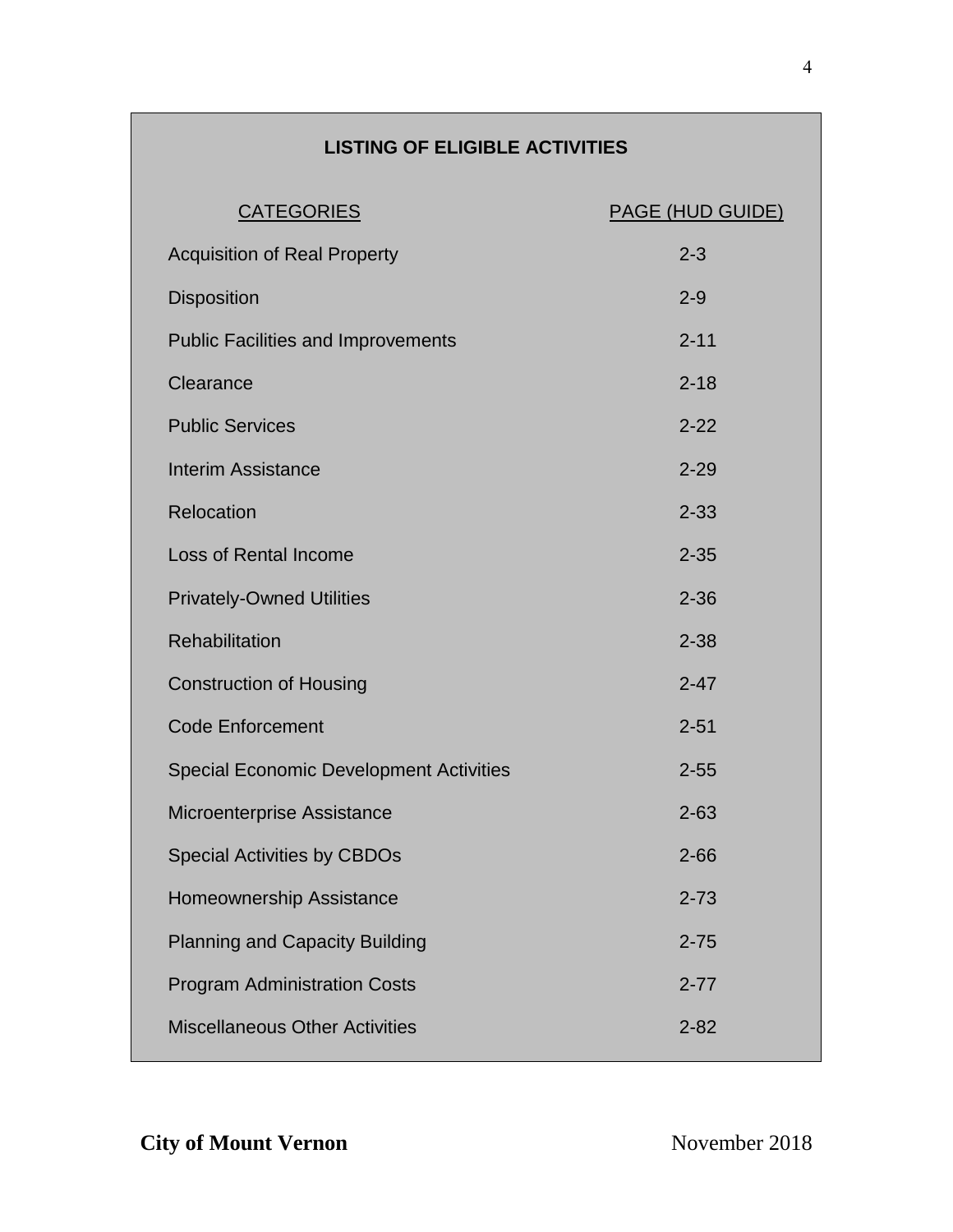## LISTING OF ELIGIBLE ACTIVITIES

| CATEGORIES | PAGE (HUD GUIDE) |
| --- | --- |
| Acquisition of Real Property | 2-3 |
| Disposition | 2-9 |
| Public Facilities and Improvements | 2-11 |
| Clearance | 2-18 |
| Public Services | 2-22 |
| Interim Assistance | 2-29 |
| Relocation | 2-33 |
| Loss of Rental Income | 2-35 |
| Privately-Owned Utilities | 2-36 |
| Rehabilitation | 2-38 |
| Construction of Housing | 2-47 |
| Code Enforcement | 2-51 |
| Special Economic Development Activities | 2-55 |
| Microenterprise Assistance | 2-63 |
| Special Activities by CBDOs | 2-66 |
| Homeownership Assistance | 2-73 |
| Planning and Capacity Building | 2-75 |
| Program Administration Costs | 2-77 |
| Miscellaneous Other Activities | 2-82 |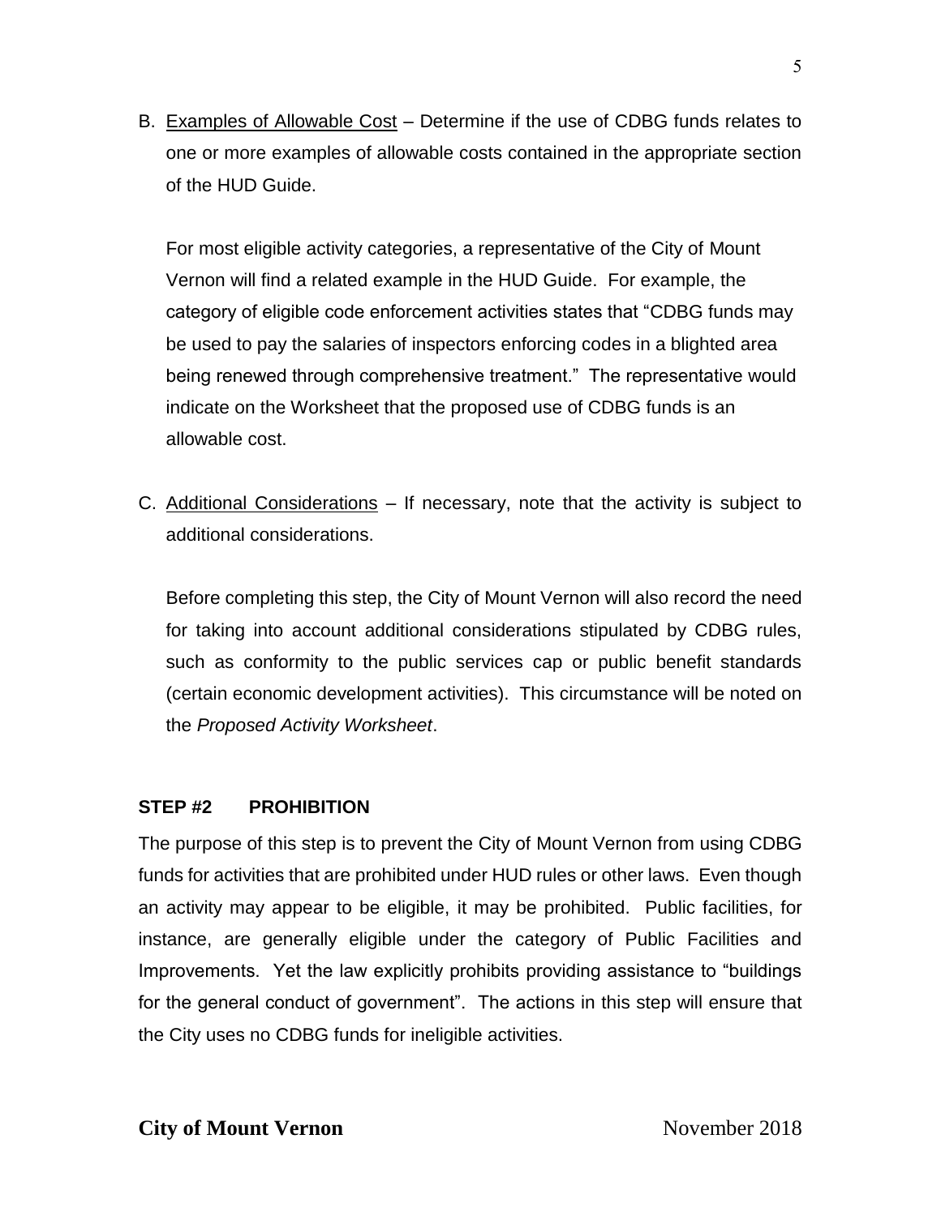B. <u>Examples of Allowable Cost</u> – Determine if the use of CDBG funds relates to one or more examples of allowable costs contained in the appropriate section of the HUD Guide.

   For most eligible activity categories, a representative of the City of Mount Vernon will find a related example in the HUD Guide. For example, the category of eligible code enforcement activities states that "CDBG funds may be used to pay the salaries of inspectors enforcing codes in a blighted area being renewed through comprehensive treatment." The representative would indicate on the Worksheet that the proposed use of CDBG funds is an allowable cost.

C. <u>Additional Considerations</u> – If necessary, note that the activity is subject to additional considerations.

   Before completing this step, the City of Mount Vernon will also record the need for taking into account additional considerations stipulated by CDBG rules, such as conformity to the public services cap or public benefit standards (certain economic development activities). This circumstance will be noted on the *Proposed Activity Worksheet*.

**STEP #2 PROHIBITION**

The purpose of this step is to prevent the City of Mount Vernon from using CDBG funds for activities that are prohibited under HUD rules or other laws. Even though an activity may appear to be eligible, it may be prohibited. Public facilities, for instance, are generally eligible under the category of Public Facilities and Improvements. Yet the law explicitly prohibits providing assistance to "buildings for the general conduct of government". The actions in this step will ensure that the City uses no CDBG funds for ineligible activities.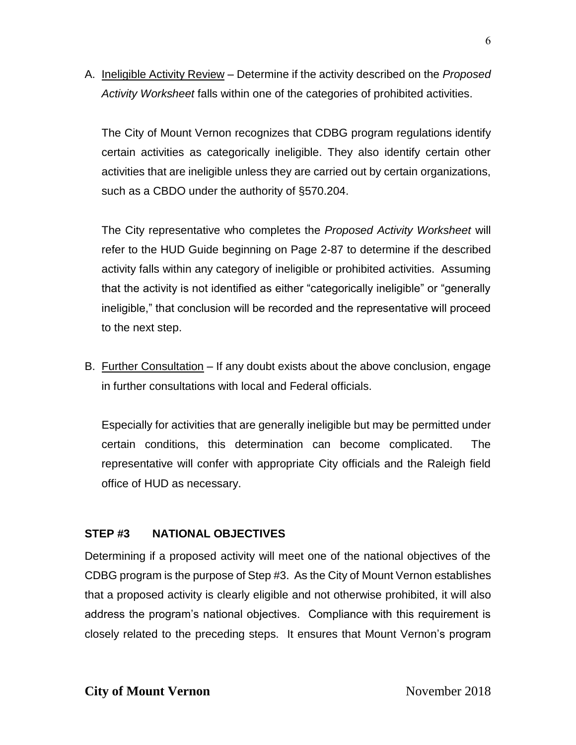A. <u>Ineligible Activity Review</u> – Determine if the activity described on the *Proposed Activity Worksheet* falls within one of the categories of prohibited activities.

   The City of Mount Vernon recognizes that CDBG program regulations identify certain activities as categorically ineligible. They also identify certain other activities that are ineligible unless they are carried out by certain organizations, such as a CBDO under the authority of §570.204.

   The City representative who completes the *Proposed Activity Worksheet* will refer to the HUD Guide beginning on Page 2-87 to determine if the described activity falls within any category of ineligible or prohibited activities. Assuming that the activity is not identified as either "categorically ineligible" or "generally ineligible," that conclusion will be recorded and the representative will proceed to the next step.

B. <u>Further Consultation</u> – If any doubt exists about the above conclusion, engage in further consultations with local and Federal officials.

   Especially for activities that are generally ineligible but may be permitted under certain conditions, this determination can become complicated. The representative will confer with appropriate City officials and the Raleigh field office of HUD as necessary.

### STEP #3 NATIONAL OBJECTIVES

Determining if a proposed activity will meet one of the national objectives of the CDBG program is the purpose of Step #3. As the City of Mount Vernon establishes that a proposed activity is clearly eligible and not otherwise prohibited, it will also address the program's national objectives. Compliance with this requirement is closely related to the preceding steps. It ensures that Mount Vernon's program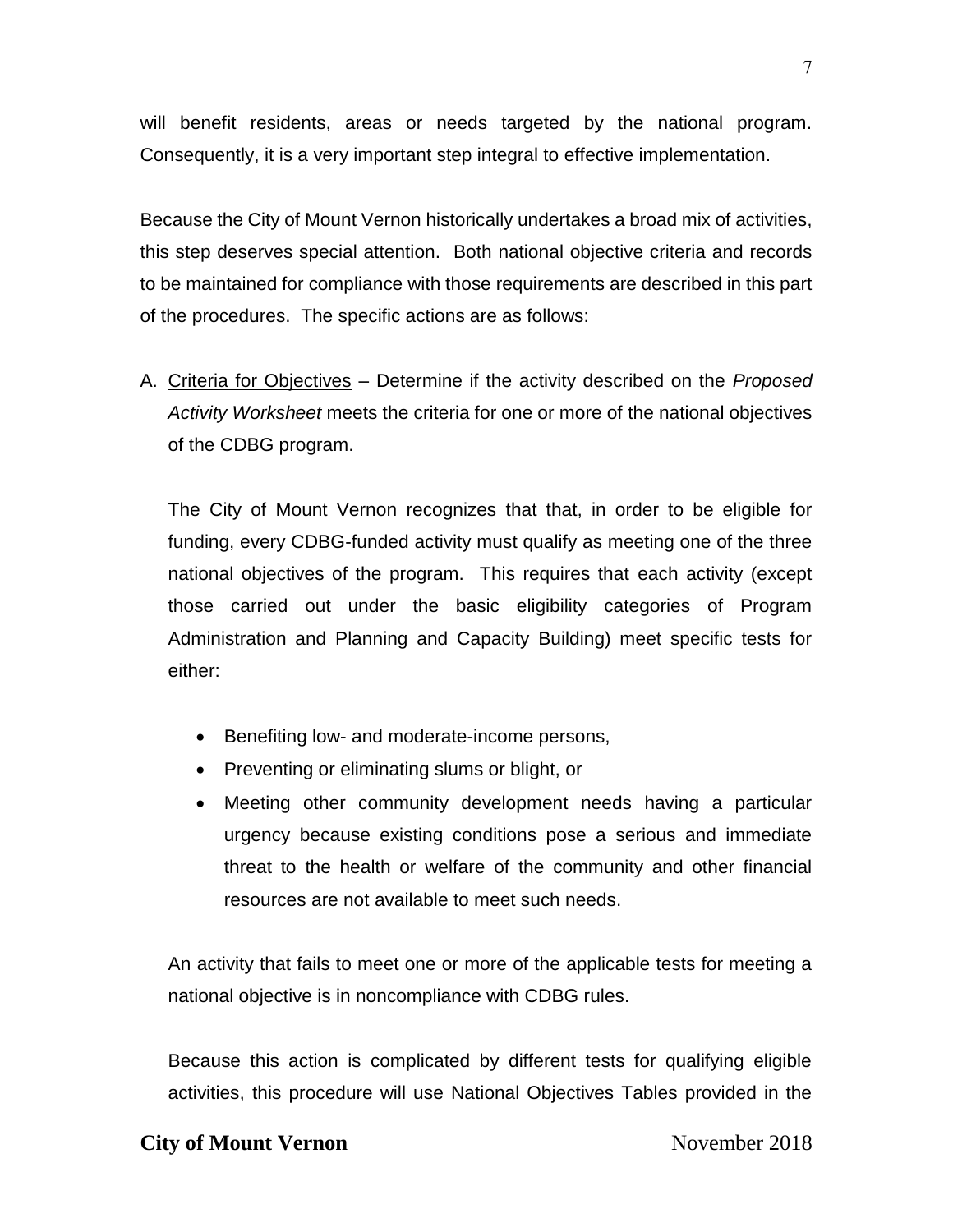will benefit residents, areas or needs targeted by the national program. Consequently, it is a very important step integral to effective implementation.

Because the City of Mount Vernon historically undertakes a broad mix of activities, this step deserves special attention. Both national objective criteria and records to be maintained for compliance with those requirements are described in this part of the procedures. The specific actions are as follows:

A. Criteria for Objectives – Determine if the activity described on the *Proposed Activity Worksheet* meets the criteria for one or more of the national objectives of the CDBG program.

   The City of Mount Vernon recognizes that that, in order to be eligible for funding, every CDBG-funded activity must qualify as meeting one of the three national objectives of the program. This requires that each activity (except those carried out under the basic eligibility categories of Program Administration and Planning and Capacity Building) meet specific tests for either:

   - Benefiting low- and moderate-income persons,
   - Preventing or eliminating slums or blight, or
   - Meeting other community development needs having a particular urgency because existing conditions pose a serious and immediate threat to the health or welfare of the community and other financial resources are not available to meet such needs.

   An activity that fails to meet one or more of the applicable tests for meeting a national objective is in noncompliance with CDBG rules.

   Because this action is complicated by different tests for qualifying eligible activities, this procedure will use National Objectives Tables provided in the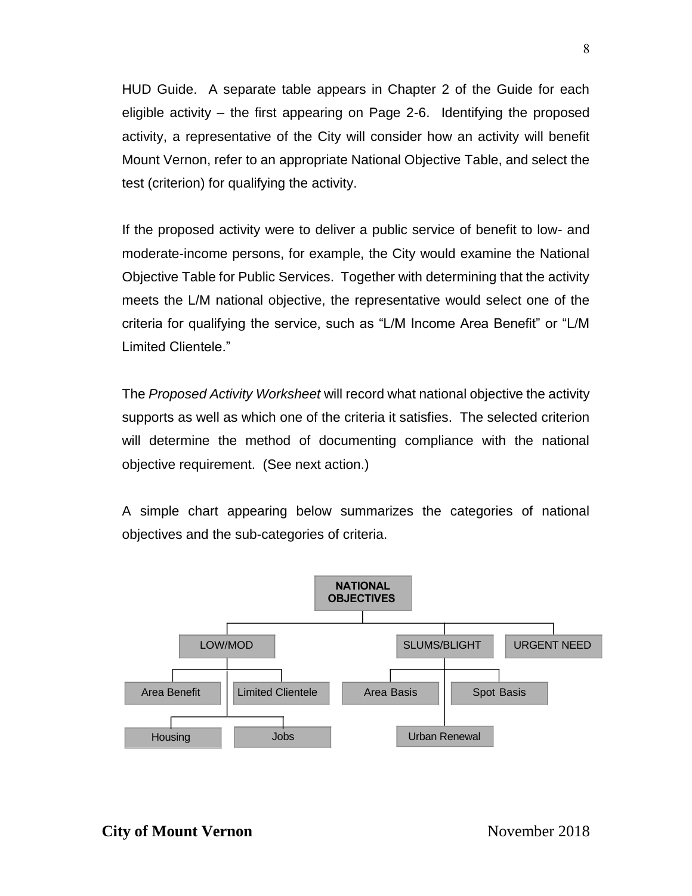HUD Guide. A separate table appears in Chapter 2 of the Guide for each eligible activity – the first appearing on Page 2-6. Identifying the proposed activity, a representative of the City will consider how an activity will benefit Mount Vernon, refer to an appropriate National Objective Table, and select the test (criterion) for qualifying the activity.

If the proposed activity were to deliver a public service of benefit to low- and moderate-income persons, for example, the City would examine the National Objective Table for Public Services. Together with determining that the activity meets the L/M national objective, the representative would select one of the criteria for qualifying the service, such as "L/M Income Area Benefit" or "L/M Limited Clientele."

The *Proposed Activity Worksheet* will record what national objective the activity supports as well as which one of the criteria it satisfies. The selected criterion will determine the method of documenting compliance with the national objective requirement. (See next action.)

A simple chart appearing below summarizes the categories of national objectives and the sub-categories of criteria.

- **NATIONAL OBJECTIVES**
  - LOW/MOD
    - Area Benefit
    - Limited Clientele
    - Housing
    - Jobs
  - SLUMS/BLIGHT
    - Area Basis
    - Spot Basis
    - Urban Renewal
  - URGENT NEED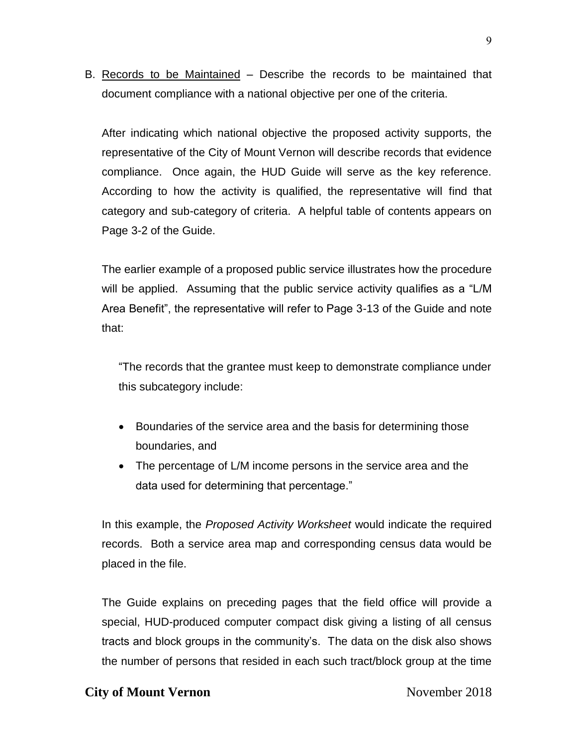B. Records to be Maintained – Describe the records to be maintained that document compliance with a national objective per one of the criteria.

After indicating which national objective the proposed activity supports, the representative of the City of Mount Vernon will describe records that evidence compliance. Once again, the HUD Guide will serve as the key reference. According to how the activity is qualified, the representative will find that category and sub-category of criteria. A helpful table of contents appears on Page 3-2 of the Guide.

The earlier example of a proposed public service illustrates how the procedure will be applied. Assuming that the public service activity qualifies as a "L/M Area Benefit", the representative will refer to Page 3-13 of the Guide and note that:

> "The records that the grantee must keep to demonstrate compliance under this subcategory include:
>
> - Boundaries of the service area and the basis for determining those boundaries, and
> - The percentage of L/M income persons in the service area and the data used for determining that percentage."

In this example, the *Proposed Activity Worksheet* would indicate the required records. Both a service area map and corresponding census data would be placed in the file.

The Guide explains on preceding pages that the field office will provide a special, HUD-produced computer compact disk giving a listing of all census tracts and block groups in the community's. The data on the disk also shows the number of persons that resided in each such tract/block group at the time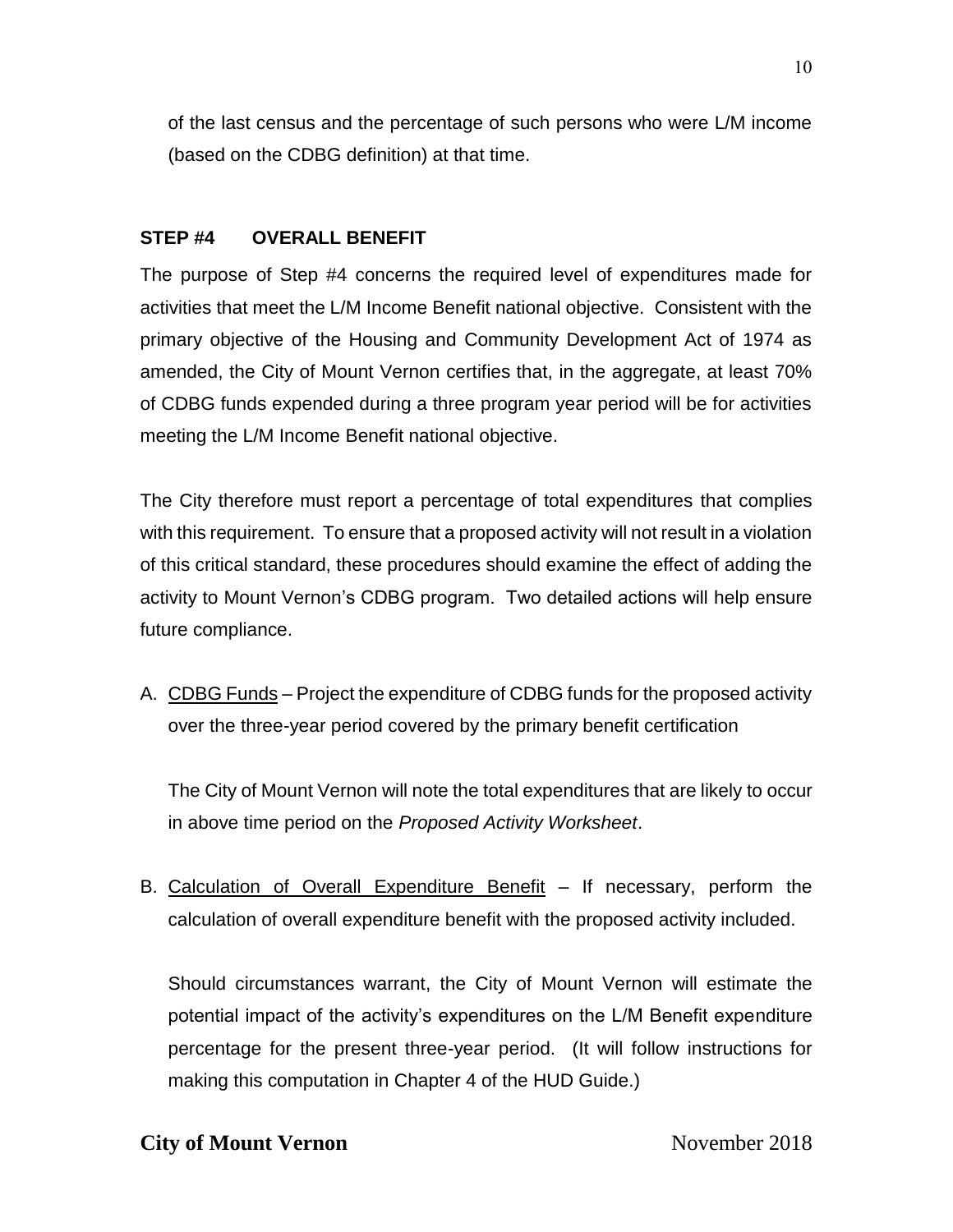of the last census and the percentage of such persons who were L/M income (based on the CDBG definition) at that time.

### STEP #4 OVERALL BENEFIT

The purpose of Step #4 concerns the required level of expenditures made for activities that meet the L/M Income Benefit national objective. Consistent with the primary objective of the Housing and Community Development Act of 1974 as amended, the City of Mount Vernon certifies that, in the aggregate, at least 70% of CDBG funds expended during a three program year period will be for activities meeting the L/M Income Benefit national objective.

The City therefore must report a percentage of total expenditures that complies with this requirement. To ensure that a proposed activity will not result in a violation of this critical standard, these procedures should examine the effect of adding the activity to Mount Vernon's CDBG program. Two detailed actions will help ensure future compliance.

A. CDBG Funds – Project the expenditure of CDBG funds for the proposed activity over the three-year period covered by the primary benefit certification

   The City of Mount Vernon will note the total expenditures that are likely to occur in above time period on the *Proposed Activity Worksheet*.

B. Calculation of Overall Expenditure Benefit – If necessary, perform the calculation of overall expenditure benefit with the proposed activity included.

   Should circumstances warrant, the City of Mount Vernon will estimate the potential impact of the activity's expenditures on the L/M Benefit expenditure percentage for the present three-year period. (It will follow instructions for making this computation in Chapter 4 of the HUD Guide.)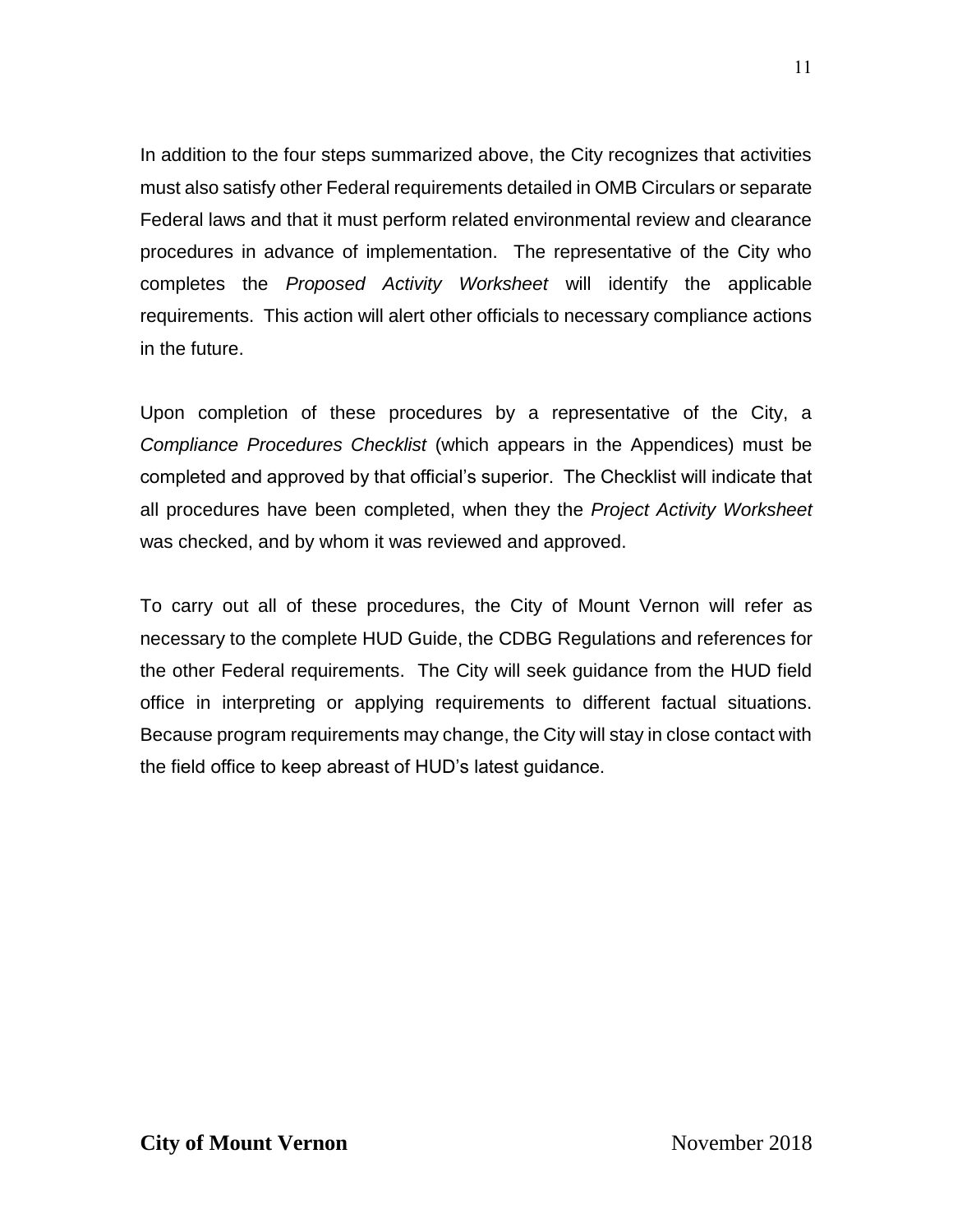In addition to the four steps summarized above, the City recognizes that activities must also satisfy other Federal requirements detailed in OMB Circulars or separate Federal laws and that it must perform related environmental review and clearance procedures in advance of implementation. The representative of the City who completes the *Proposed Activity Worksheet* will identify the applicable requirements. This action will alert other officials to necessary compliance actions in the future.

Upon completion of these procedures by a representative of the City, a *Compliance Procedures Checklist* (which appears in the Appendices) must be completed and approved by that official's superior. The Checklist will indicate that all procedures have been completed, when they the *Project Activity Worksheet* was checked, and by whom it was reviewed and approved.

To carry out all of these procedures, the City of Mount Vernon will refer as necessary to the complete HUD Guide, the CDBG Regulations and references for the other Federal requirements. The City will seek guidance from the HUD field office in interpreting or applying requirements to different factual situations. Because program requirements may change, the City will stay in close contact with the field office to keep abreast of HUD's latest guidance.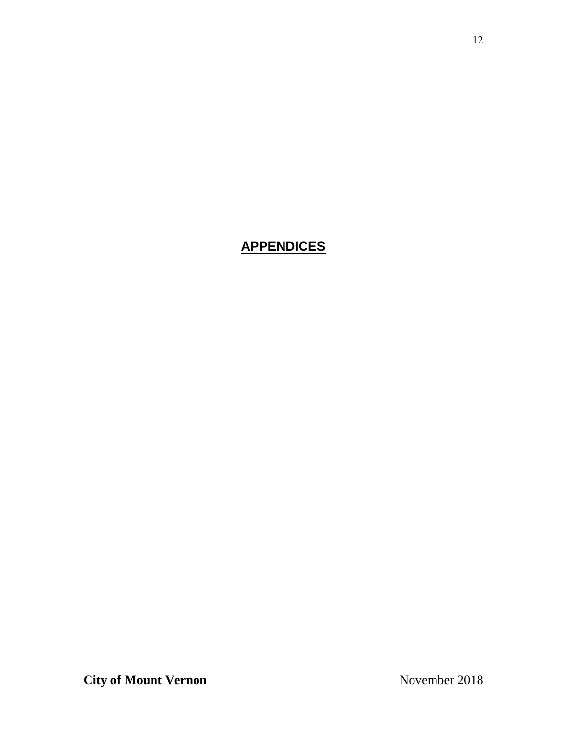# APPENDICES